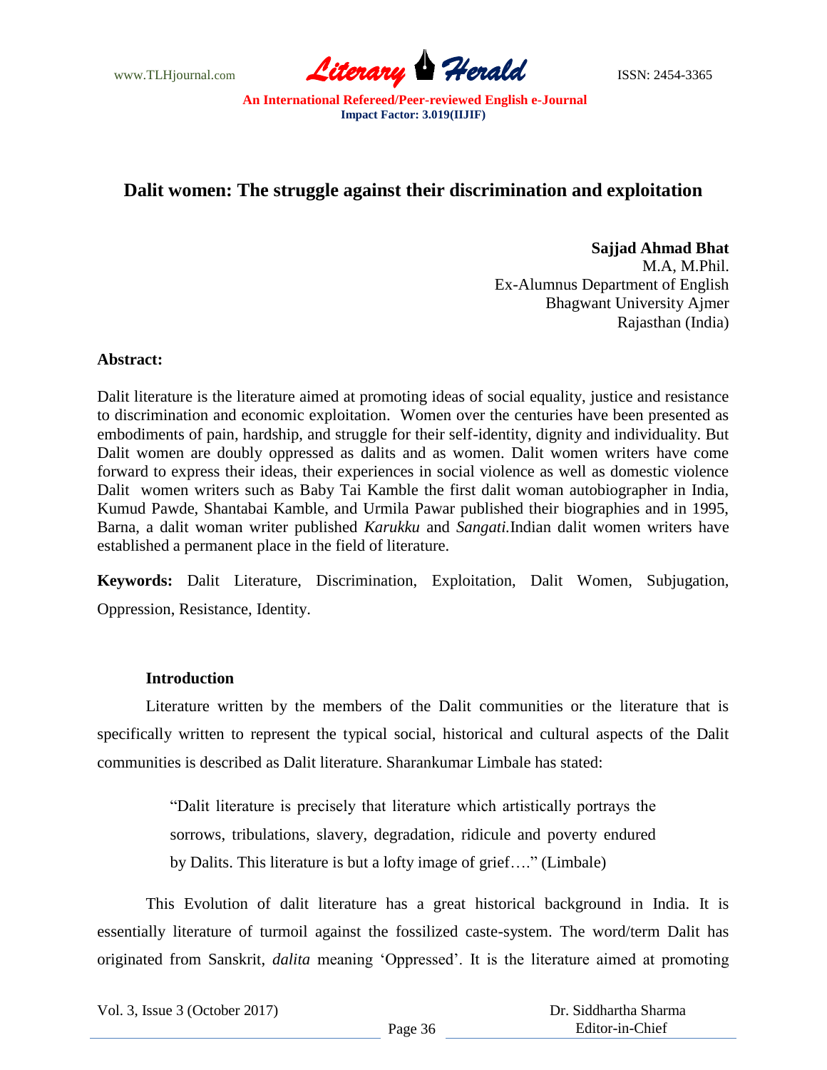# Dalit women: The struggle against their discrimination and exploitation

**Sajjad Ahmad Bhat**
M.A, M.Phil.
Ex-Alumnus Department of English
Bhagwant University Ajmer
Rajasthan (India)

**Abstract:**

Dalit literature is the literature aimed at promoting ideas of social equality, justice and resistance to discrimination and economic exploitation. Women over the centuries have been presented as embodiments of pain, hardship, and struggle for their self-identity, dignity and individuality. But Dalit women are doubly oppressed as dalits and as women. Dalit women writers have come forward to express their ideas, their experiences in social violence as well as domestic violence Dalit women writers such as Baby Tai Kamble the first dalit woman autobiographer in India, Kumud Pawde, Shantabai Kamble, and Urmila Pawar published their biographies and in 1995, Barna, a dalit woman writer published *Karukku* and *Sangati.*Indian dalit women writers have established a permanent place in the field of literature.

**Keywords:** Dalit Literature, Discrimination, Exploitation, Dalit Women, Subjugation, Oppression, Resistance, Identity.

## Introduction

Literature written by the members of the Dalit communities or the literature that is specifically written to represent the typical social, historical and cultural aspects of the Dalit communities is described as Dalit literature. Sharankumar Limbale has stated:

> "Dalit literature is precisely that literature which artistically portrays the sorrows, tribulations, slavery, degradation, ridicule and poverty endured by Dalits. This literature is but a lofty image of grief…." (Limbale)

This Evolution of dalit literature has a great historical background in India. It is essentially literature of turmoil against the fossilized caste-system. The word/term Dalit has originated from Sanskrit, *dalita* meaning 'Oppressed'. It is the literature aimed at promoting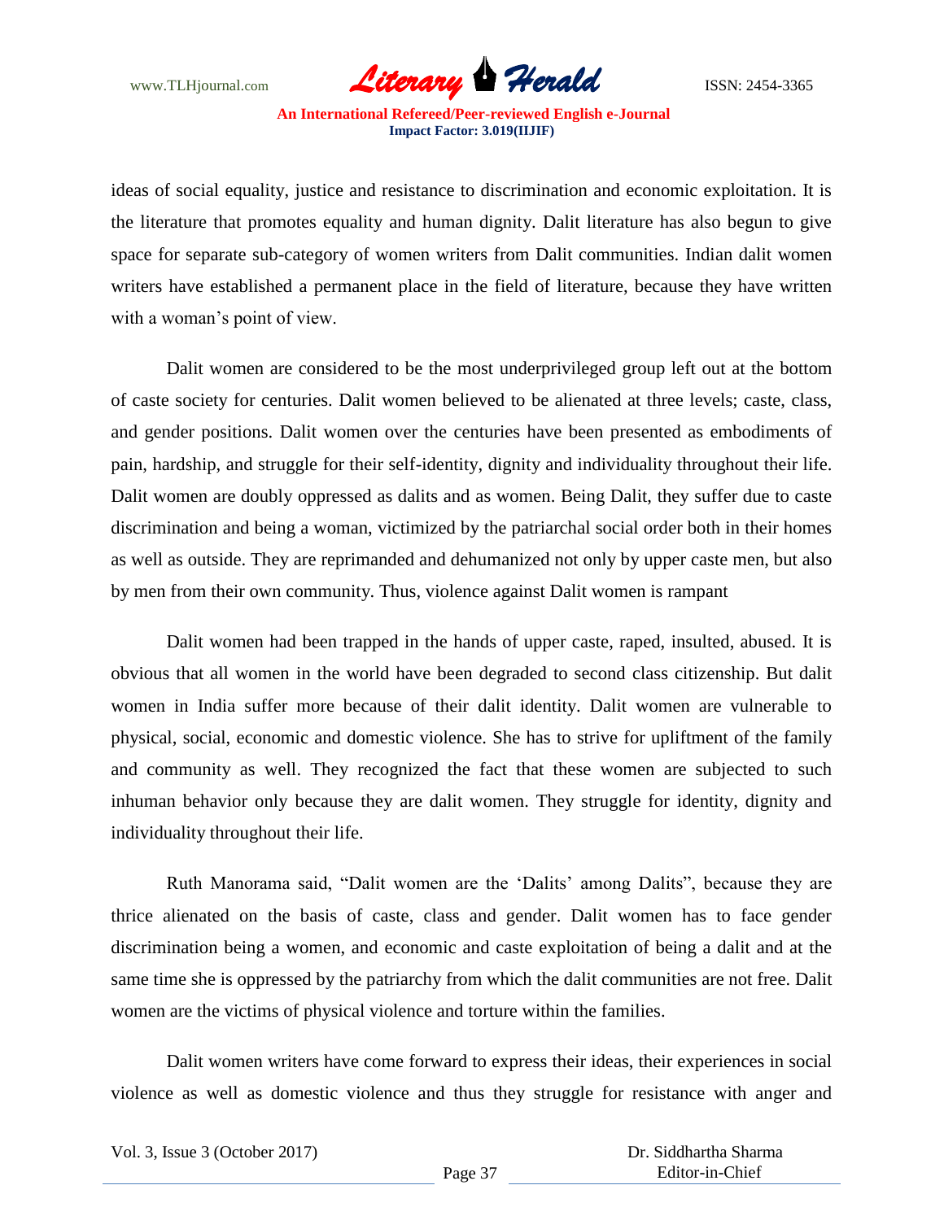ideas of social equality, justice and resistance to discrimination and economic exploitation. It is the literature that promotes equality and human dignity. Dalit literature has also begun to give space for separate sub-category of women writers from Dalit communities. Indian dalit women writers have established a permanent place in the field of literature, because they have written with a woman's point of view.

Dalit women are considered to be the most underprivileged group left out at the bottom of caste society for centuries. Dalit women believed to be alienated at three levels; caste, class, and gender positions. Dalit women over the centuries have been presented as embodiments of pain, hardship, and struggle for their self-identity, dignity and individuality throughout their life. Dalit women are doubly oppressed as dalits and as women. Being Dalit, they suffer due to caste discrimination and being a woman, victimized by the patriarchal social order both in their homes as well as outside. They are reprimanded and dehumanized not only by upper caste men, but also by men from their own community. Thus, violence against Dalit women is rampant

Dalit women had been trapped in the hands of upper caste, raped, insulted, abused. It is obvious that all women in the world have been degraded to second class citizenship. But dalit women in India suffer more because of their dalit identity. Dalit women are vulnerable to physical, social, economic and domestic violence. She has to strive for upliftment of the family and community as well. They recognized the fact that these women are subjected to such inhuman behavior only because they are dalit women. They struggle for identity, dignity and individuality throughout their life.

Ruth Manorama said, "Dalit women are the 'Dalits' among Dalits", because they are thrice alienated on the basis of caste, class and gender. Dalit women has to face gender discrimination being a women, and economic and caste exploitation of being a dalit and at the same time she is oppressed by the patriarchy from which the dalit communities are not free. Dalit women are the victims of physical violence and torture within the families.

Dalit women writers have come forward to express their ideas, their experiences in social violence as well as domestic violence and thus they struggle for resistance with anger and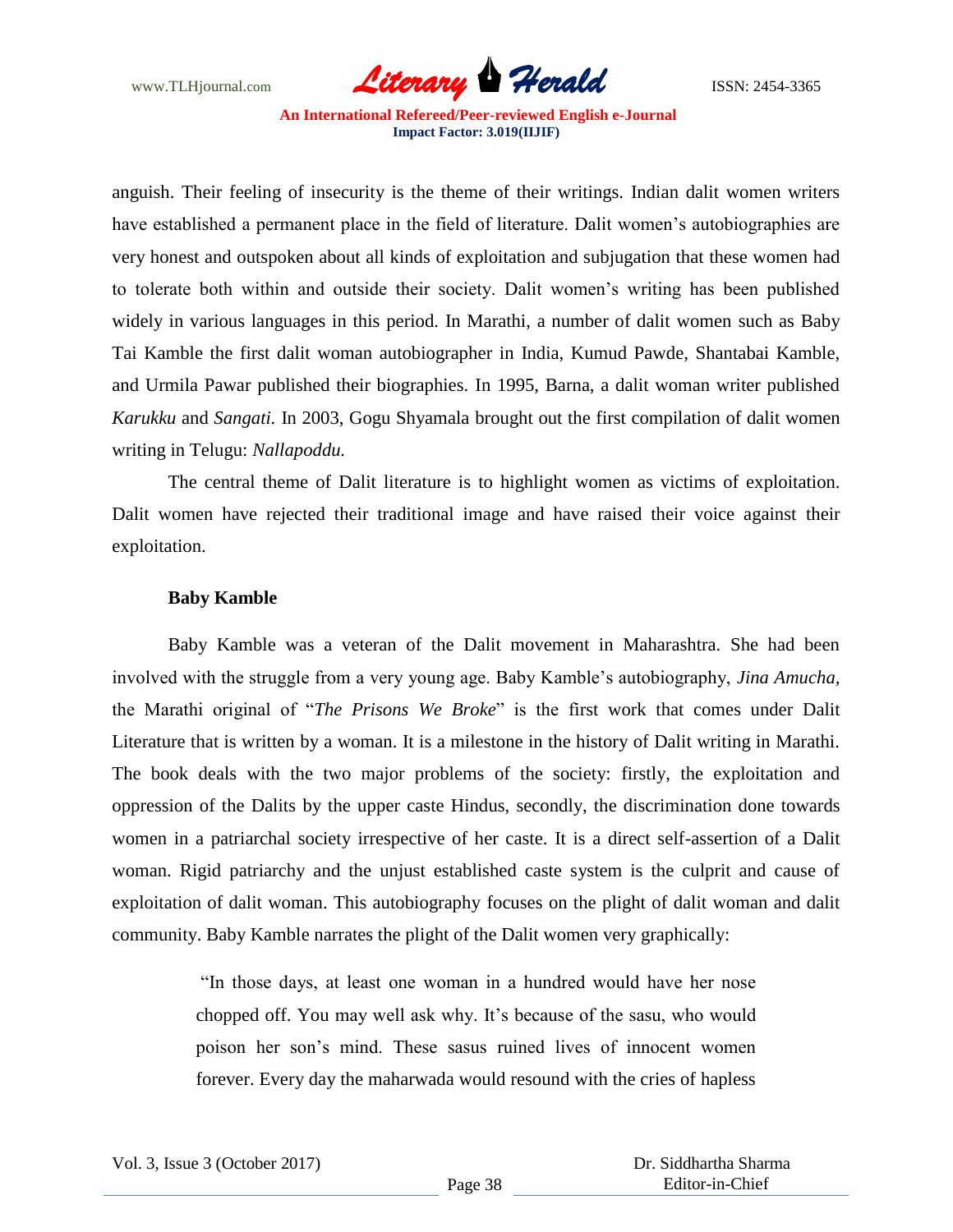anguish. Their feeling of insecurity is the theme of their writings. Indian dalit women writers have established a permanent place in the field of literature. Dalit women's autobiographies are very honest and outspoken about all kinds of exploitation and subjugation that these women had to tolerate both within and outside their society. Dalit women's writing has been published widely in various languages in this period. In Marathi, a number of dalit women such as Baby Tai Kamble the first dalit woman autobiographer in India, Kumud Pawde, Shantabai Kamble, and Urmila Pawar published their biographies. In 1995, Barna, a dalit woman writer published *Karukku* and *Sangati*. In 2003, Gogu Shyamala brought out the first compilation of dalit women writing in Telugu: *Nallapoddu.*

The central theme of Dalit literature is to highlight women as victims of exploitation. Dalit women have rejected their traditional image and have raised their voice against their exploitation.

**Baby Kamble**

Baby Kamble was a veteran of the Dalit movement in Maharashtra. She had been involved with the struggle from a very young age. Baby Kamble's autobiography, *Jina Amucha,* the Marathi original of "*The Prisons We Broke*" is the first work that comes under Dalit Literature that is written by a woman. It is a milestone in the history of Dalit writing in Marathi. The book deals with the two major problems of the society: firstly, the exploitation and oppression of the Dalits by the upper caste Hindus, secondly, the discrimination done towards women in a patriarchal society irrespective of her caste. It is a direct self-assertion of a Dalit woman. Rigid patriarchy and the unjust established caste system is the culprit and cause of exploitation of dalit woman. This autobiography focuses on the plight of dalit woman and dalit community. Baby Kamble narrates the plight of the Dalit women very graphically:

> "In those days, at least one woman in a hundred would have her nose chopped off. You may well ask why. It's because of the sasu, who would poison her son's mind. These sasus ruined lives of innocent women forever. Every day the maharwada would resound with the cries of hapless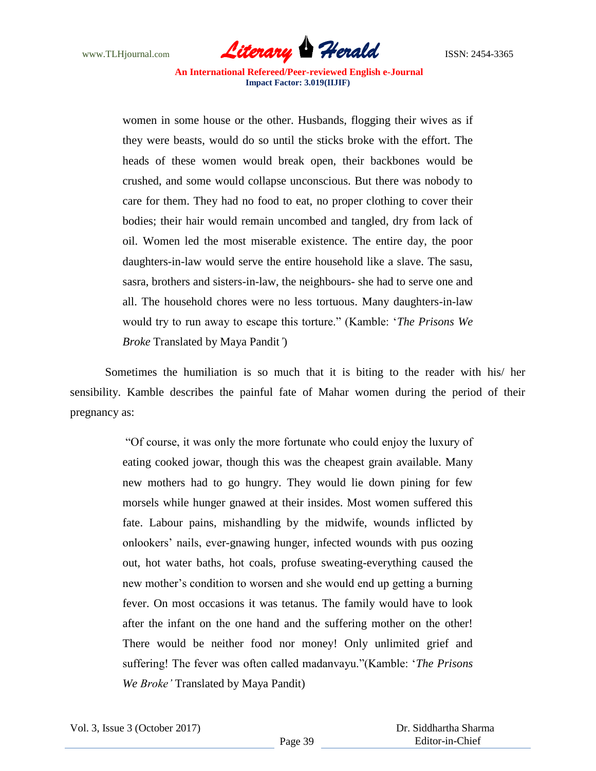> women in some house or the other. Husbands, flogging their wives as if they were beasts, would do so until the sticks broke with the effort. The heads of these women would break open, their backbones would be crushed, and some would collapse unconscious. But there was nobody to care for them. They had no food to eat, no proper clothing to cover their bodies; their hair would remain uncombed and tangled, dry from lack of oil. Women led the most miserable existence. The entire day, the poor daughters-in-law would serve the entire household like a slave. The sasu, sasra, brothers and sisters-in-law, the neighbours- she had to serve one and all. The household chores were no less tortuous. Many daughters-in-law would try to run away to escape this torture." (Kamble: '*The Prisons We Broke* Translated by Maya Pandit*'*)

Sometimes the humiliation is so much that it is biting to the reader with his/ her sensibility. Kamble describes the painful fate of Mahar women during the period of their pregnancy as:

> "Of course, it was only the more fortunate who could enjoy the luxury of eating cooked jowar, though this was the cheapest grain available. Many new mothers had to go hungry. They would lie down pining for few morsels while hunger gnawed at their insides. Most women suffered this fate. Labour pains, mishandling by the midwife, wounds inflicted by onlookers' nails, ever-gnawing hunger, infected wounds with pus oozing out, hot water baths, hot coals, profuse sweating-everything caused the new mother's condition to worsen and she would end up getting a burning fever. On most occasions it was tetanus. The family would have to look after the infant on the one hand and the suffering mother on the other! There would be neither food nor money! Only unlimited grief and suffering! The fever was often called madanvayu."(Kamble: '*The Prisons We Broke'* Translated by Maya Pandit)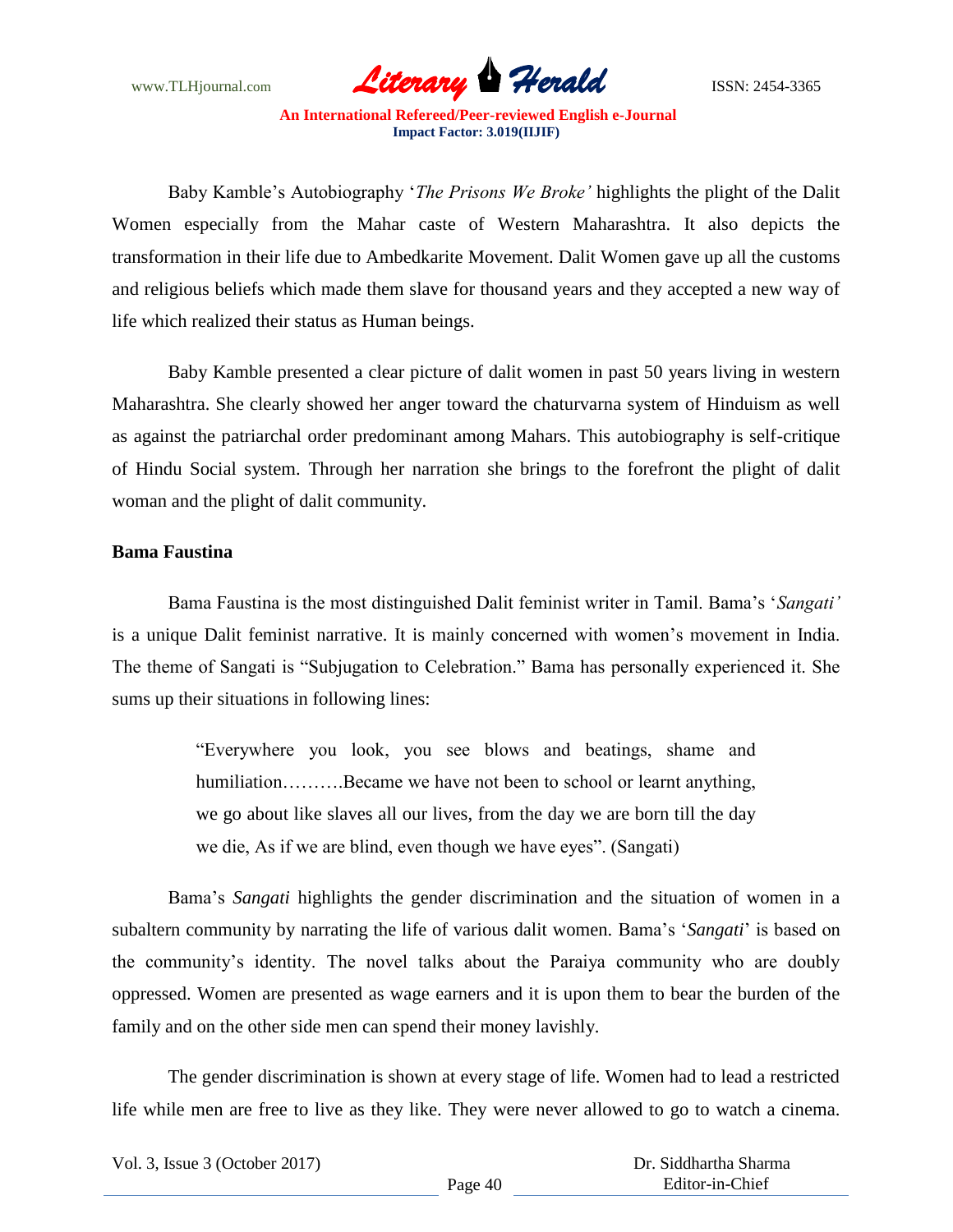Baby Kamble's Autobiography '*The Prisons We Broke'* highlights the plight of the Dalit Women especially from the Mahar caste of Western Maharashtra. It also depicts the transformation in their life due to Ambedkarite Movement. Dalit Women gave up all the customs and religious beliefs which made them slave for thousand years and they accepted a new way of life which realized their status as Human beings.

Baby Kamble presented a clear picture of dalit women in past 50 years living in western Maharashtra. She clearly showed her anger toward the chaturvarna system of Hinduism as well as against the patriarchal order predominant among Mahars. This autobiography is self-critique of Hindu Social system. Through her narration she brings to the forefront the plight of dalit woman and the plight of dalit community.

**Bama Faustina**

Bama Faustina is the most distinguished Dalit feminist writer in Tamil. Bama's '*Sangati'* is a unique Dalit feminist narrative. It is mainly concerned with women's movement in India. The theme of Sangati is "Subjugation to Celebration." Bama has personally experienced it. She sums up their situations in following lines:

> "Everywhere you look, you see blows and beatings, shame and humiliation……….Became we have not been to school or learnt anything, we go about like slaves all our lives, from the day we are born till the day we die, As if we are blind, even though we have eyes". (Sangati)

Bama's *Sangati* highlights the gender discrimination and the situation of women in a subaltern community by narrating the life of various dalit women. Bama's '*Sangati*' is based on the community's identity. The novel talks about the Paraiya community who are doubly oppressed. Women are presented as wage earners and it is upon them to bear the burden of the family and on the other side men can spend their money lavishly.

The gender discrimination is shown at every stage of life. Women had to lead a restricted life while men are free to live as they like. They were never allowed to go to watch a cinema.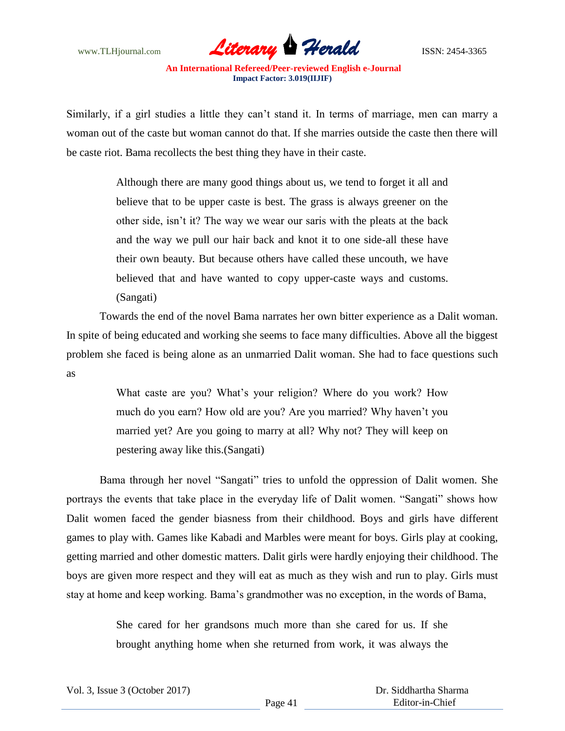Similarly, if a girl studies a little they can't stand it. In terms of marriage, men can marry a woman out of the caste but woman cannot do that. If she marries outside the caste then there will be caste riot. Bama recollects the best thing they have in their caste.

> Although there are many good things about us, we tend to forget it all and believe that to be upper caste is best. The grass is always greener on the other side, isn't it? The way we wear our saris with the pleats at the back and the way we pull our hair back and knot it to one side-all these have their own beauty. But because others have called these uncouth, we have believed that and have wanted to copy upper-caste ways and customs. (Sangati)

Towards the end of the novel Bama narrates her own bitter experience as a Dalit woman. In spite of being educated and working she seems to face many difficulties. Above all the biggest problem she faced is being alone as an unmarried Dalit woman. She had to face questions such as

> What caste are you? What's your religion? Where do you work? How much do you earn? How old are you? Are you married? Why haven't you married yet? Are you going to marry at all? Why not? They will keep on pestering away like this.(Sangati)

Bama through her novel "Sangati" tries to unfold the oppression of Dalit women. She portrays the events that take place in the everyday life of Dalit women. "Sangati" shows how Dalit women faced the gender biasness from their childhood. Boys and girls have different games to play with. Games like Kabadi and Marbles were meant for boys. Girls play at cooking, getting married and other domestic matters. Dalit girls were hardly enjoying their childhood. The boys are given more respect and they will eat as much as they wish and run to play. Girls must stay at home and keep working. Bama's grandmother was no exception, in the words of Bama,

> She cared for her grandsons much more than she cared for us. If she brought anything home when she returned from work, it was always the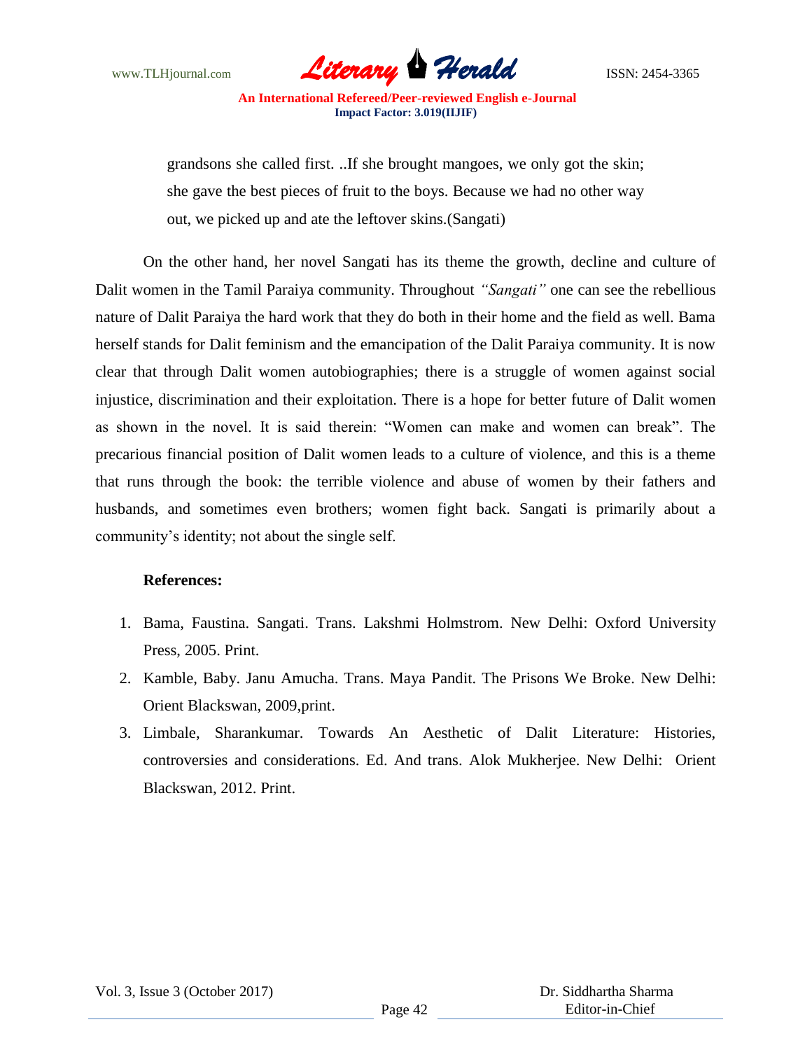> grandsons she called first. ..If she brought mangoes, we only got the skin; she gave the best pieces of fruit to the boys. Because we had no other way out, we picked up and ate the leftover skins.(Sangati)

On the other hand, her novel Sangati has its theme the growth, decline and culture of Dalit women in the Tamil Paraiya community. Throughout *"Sangati"* one can see the rebellious nature of Dalit Paraiya the hard work that they do both in their home and the field as well. Bama herself stands for Dalit feminism and the emancipation of the Dalit Paraiya community. It is now clear that through Dalit women autobiographies; there is a struggle of women against social injustice, discrimination and their exploitation. There is a hope for better future of Dalit women as shown in the novel. It is said therein: "Women can make and women can break". The precarious financial position of Dalit women leads to a culture of violence, and this is a theme that runs through the book: the terrible violence and abuse of women by their fathers and husbands, and sometimes even brothers; women fight back. Sangati is primarily about a community's identity; not about the single self.

**References:**

1. Bama, Faustina. Sangati. Trans. Lakshmi Holmstrom. New Delhi: Oxford University Press, 2005. Print.
2. Kamble, Baby. Janu Amucha. Trans. Maya Pandit. The Prisons We Broke. New Delhi: Orient Blackswan, 2009,print.
3. Limbale, Sharankumar. Towards An Aesthetic of Dalit Literature: Histories, controversies and considerations. Ed. And trans. Alok Mukherjee. New Delhi: Orient Blackswan, 2012. Print.